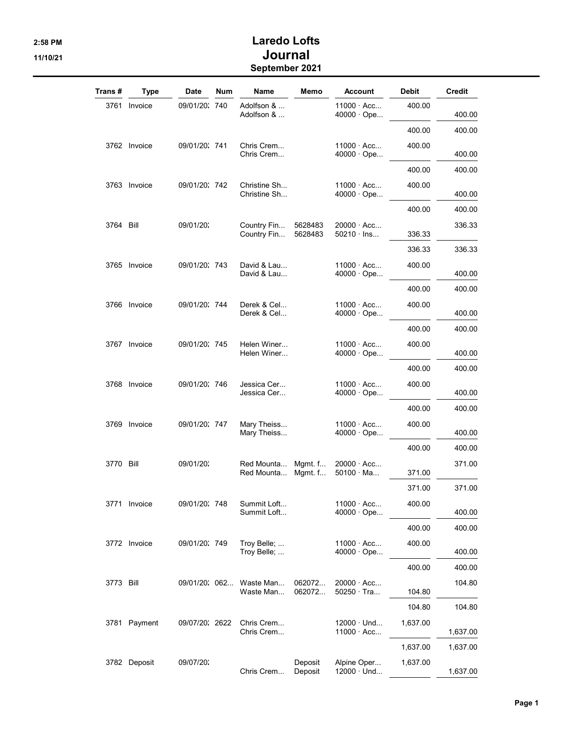# Laredo Lofts

## Journal

### September 2021

2:58 PM
11/10/21

| Trans # | Type | Date | Num | Name | Memo | Account | Debit | Credit |
|---|---|---|---|---|---|---|---|---|
| 3761 | Invoice | 09/01/20: | 740 | Adolfson & ... | | 11000 · Acc... | 400.00 | |
| | | | | Adolfson & ... | | 40000 · Ope... | | 400.00 |
| | | | | | | | 400.00 | 400.00 |
| 3762 | Invoice | 09/01/20: | 741 | Chris Crem... | | 11000 · Acc... | 400.00 | |
| | | | | Chris Crem... | | 40000 · Ope... | | 400.00 |
| | | | | | | | 400.00 | 400.00 |
| 3763 | Invoice | 09/01/20: | 742 | Christine Sh... | | 11000 · Acc... | 400.00 | |
| | | | | Christine Sh... | | 40000 · Ope... | | 400.00 |
| | | | | | | | 400.00 | 400.00 |
| 3764 | Bill | 09/01/20: | | Country Fin... | 5628483 | 20000 · Acc... | | 336.33 |
| | | | | Country Fin... | 5628483 | 50210 · Ins... | 336.33 | |
| | | | | | | | 336.33 | 336.33 |
| 3765 | Invoice | 09/01/20: | 743 | David & Lau... | | 11000 · Acc... | 400.00 | |
| | | | | David & Lau... | | 40000 · Ope... | | 400.00 |
| | | | | | | | 400.00 | 400.00 |
| 3766 | Invoice | 09/01/20: | 744 | Derek & Cel... | | 11000 · Acc... | 400.00 | |
| | | | | Derek & Cel... | | 40000 · Ope... | | 400.00 |
| | | | | | | | 400.00 | 400.00 |
| 3767 | Invoice | 09/01/20: | 745 | Helen Winer... | | 11000 · Acc... | 400.00 | |
| | | | | Helen Winer... | | 40000 · Ope... | | 400.00 |
| | | | | | | | 400.00 | 400.00 |
| 3768 | Invoice | 09/01/20: | 746 | Jessica Cer... | | 11000 · Acc... | 400.00 | |
| | | | | Jessica Cer... | | 40000 · Ope... | | 400.00 |
| | | | | | | | 400.00 | 400.00 |
| 3769 | Invoice | 09/01/20: | 747 | Mary Theiss... | | 11000 · Acc... | 400.00 | |
| | | | | Mary Theiss... | | 40000 · Ope... | | 400.00 |
| | | | | | | | 400.00 | 400.00 |
| 3770 | Bill | 09/01/20: | | Red Mounta... | Mgmt. f... | 20000 · Acc... | | 371.00 |
| | | | | Red Mounta... | Mgmt. f... | 50100 · Ma... | 371.00 | |
| | | | | | | | 371.00 | 371.00 |
| 3771 | Invoice | 09/01/20: | 748 | Summit Loft... | | 11000 · Acc... | 400.00 | |
| | | | | Summit Loft... | | 40000 · Ope... | | 400.00 |
| | | | | | | | 400.00 | 400.00 |
| 3772 | Invoice | 09/01/20: | 749 | Troy Belle; ... | | 11000 · Acc... | 400.00 | |
| | | | | Troy Belle; ... | | 40000 · Ope... | | 400.00 |
| | | | | | | | 400.00 | 400.00 |
| 3773 | Bill | 09/01/20: | 062... | Waste Man... | 062072... | 20000 · Acc... | | 104.80 |
| | | | | Waste Man... | 062072... | 50250 · Tra... | 104.80 | |
| | | | | | | | 104.80 | 104.80 |
| 3781 | Payment | 09/07/20: | 2622 | Chris Crem... | | 12000 · Und... | 1,637.00 | |
| | | | | Chris Crem... | | 11000 · Acc... | | 1,637.00 |
| | | | | | | | 1,637.00 | 1,637.00 |
| 3782 | Deposit | 09/07/20: | | | Deposit | Alpine Oper... | 1,637.00 | |
| | | | | Chris Crem... | Deposit | 12000 · Und... | | 1,637.00 |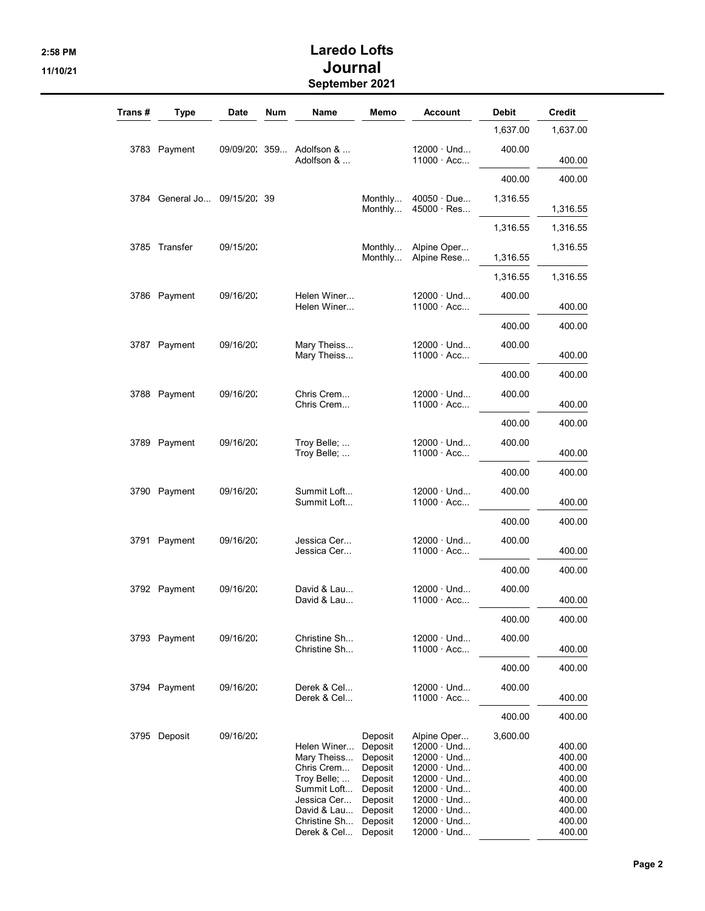# Laredo Lofts
## Journal
### September 2021

| Trans # | Type | Date | Num | Name | Memo | Account | Debit | Credit |
|---|---|---|---|---|---|---|---|---|
| | | | | | | | 1,637.00 | 1,637.00 |
| 3783 | Payment | 09/09/20; | 359... | Adolfson & ... | | 12000 · Und... | 400.00 | |
| | | | | Adolfson & ... | | 11000 · Acc... | | 400.00 |
| | | | | | | | 400.00 | 400.00 |
| 3784 | General Jo... | 09/15/20; | 39 | | Monthly... | 40050 · Due... | 1,316.55 | |
| | | | | | Monthly... | 45000 · Res... | | 1,316.55 |
| | | | | | | | 1,316.55 | 1,316.55 |
| 3785 | Transfer | 09/15/20; | | | Monthly... | Alpine Oper... | | 1,316.55 |
| | | | | | Monthly... | Alpine Rese... | 1,316.55 | |
| | | | | | | | 1,316.55 | 1,316.55 |
| 3786 | Payment | 09/16/20; | | Helen Winer... | | 12000 · Und... | 400.00 | |
| | | | | Helen Winer... | | 11000 · Acc... | | 400.00 |
| | | | | | | | 400.00 | 400.00 |
| 3787 | Payment | 09/16/20; | | Mary Theiss... | | 12000 · Und... | 400.00 | |
| | | | | Mary Theiss... | | 11000 · Acc... | | 400.00 |
| | | | | | | | 400.00 | 400.00 |
| 3788 | Payment | 09/16/20; | | Chris Crem... | | 12000 · Und... | 400.00 | |
| | | | | Chris Crem... | | 11000 · Acc... | | 400.00 |
| | | | | | | | 400.00 | 400.00 |
| 3789 | Payment | 09/16/20; | | Troy Belle; ... | | 12000 · Und... | 400.00 | |
| | | | | Troy Belle; ... | | 11000 · Acc... | | 400.00 |
| | | | | | | | 400.00 | 400.00 |
| 3790 | Payment | 09/16/20; | | Summit Loft... | | 12000 · Und... | 400.00 | |
| | | | | Summit Loft... | | 11000 · Acc... | | 400.00 |
| | | | | | | | 400.00 | 400.00 |
| 3791 | Payment | 09/16/20; | | Jessica Cer... | | 12000 · Und... | 400.00 | |
| | | | | Jessica Cer... | | 11000 · Acc... | | 400.00 |
| | | | | | | | 400.00 | 400.00 |
| 3792 | Payment | 09/16/20; | | David & Lau... | | 12000 · Und... | 400.00 | |
| | | | | David & Lau... | | 11000 · Acc... | | 400.00 |
| | | | | | | | 400.00 | 400.00 |
| 3793 | Payment | 09/16/20; | | Christine Sh... | | 12000 · Und... | 400.00 | |
| | | | | Christine Sh... | | 11000 · Acc... | | 400.00 |
| | | | | | | | 400.00 | 400.00 |
| 3794 | Payment | 09/16/20; | | Derek & Cel... | | 12000 · Und... | 400.00 | |
| | | | | Derek & Cel... | | 11000 · Acc... | | 400.00 |
| | | | | | | | 400.00 | 400.00 |
| 3795 | Deposit | 09/16/20; | | | Deposit | Alpine Oper... | 3,600.00 | |
| | | | | Helen Winer... | Deposit | 12000 · Und... | | 400.00 |
| | | | | Mary Theiss... | Deposit | 12000 · Und... | | 400.00 |
| | | | | Chris Crem... | Deposit | 12000 · Und... | | 400.00 |
| | | | | Troy Belle; ... | Deposit | 12000 · Und... | | 400.00 |
| | | | | Summit Loft... | Deposit | 12000 · Und... | | 400.00 |
| | | | | Jessica Cer... | Deposit | 12000 · Und... | | 400.00 |
| | | | | David & Lau... | Deposit | 12000 · Und... | | 400.00 |
| | | | | Christine Sh... | Deposit | 12000 · Und... | | 400.00 |
| | | | | Derek & Cel... | Deposit | 12000 · Und... | | 400.00 |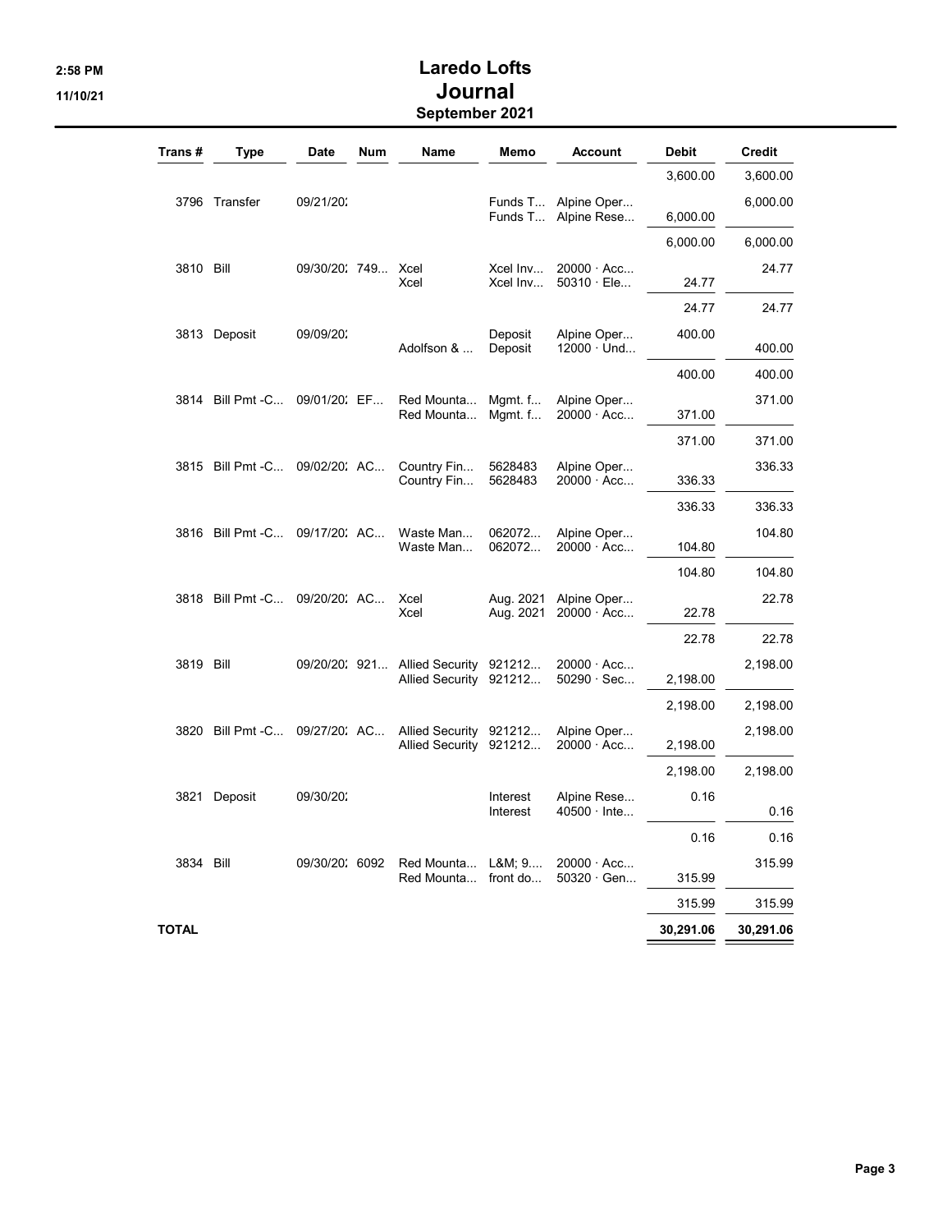# Laredo Lofts
## Journal
### September 2021

| Trans # | Type | Date | Num | Name | Memo | Account | Debit | Credit |
|---|---|---|---|---|---|---|---|---|
| | | | | | | | 3,600.00 | 3,600.00 |
| 3796 | Transfer | 09/21/20: | | | Funds T... | Alpine Oper... | | 6,000.00 |
| | | | | | Funds T... | Alpine Rese... | 6,000.00 | |
| | | | | | | | 6,000.00 | 6,000.00 |
| 3810 | Bill | 09/30/20: | 749... | Xcel | Xcel Inv... | 20000 · Acc... | | 24.77 |
| | | | | Xcel | Xcel Inv... | 50310 · Ele... | 24.77 | |
| | | | | | | | 24.77 | 24.77 |
| 3813 | Deposit | 09/09/20: | | | Deposit | Alpine Oper... | 400.00 | |
| | | | | Adolfson & ... | Deposit | 12000 · Und... | | 400.00 |
| | | | | | | | 400.00 | 400.00 |
| 3814 | Bill Pmt -C... | 09/01/20: | EF... | Red Mounta... | Mgmt. f... | Alpine Oper... | | 371.00 |
| | | | | Red Mounta... | Mgmt. f... | 20000 · Acc... | 371.00 | |
| | | | | | | | 371.00 | 371.00 |
| 3815 | Bill Pmt -C... | 09/02/20: | AC... | Country Fin... | 5628483 | Alpine Oper... | | 336.33 |
| | | | | Country Fin... | 5628483 | 20000 · Acc... | 336.33 | |
| | | | | | | | 336.33 | 336.33 |
| 3816 | Bill Pmt -C... | 09/17/20: | AC... | Waste Man... | 062072... | Alpine Oper... | | 104.80 |
| | | | | Waste Man... | 062072... | 20000 · Acc... | 104.80 | |
| | | | | | | | 104.80 | 104.80 |
| 3818 | Bill Pmt -C... | 09/20/20: | AC... | Xcel | Aug. 2021 | Alpine Oper... | | 22.78 |
| | | | | Xcel | Aug. 2021 | 20000 · Acc... | 22.78 | |
| | | | | | | | 22.78 | 22.78 |
| 3819 | Bill | 09/20/20: | 921... | Allied Security | 921212... | 20000 · Acc... | | 2,198.00 |
| | | | | Allied Security | 921212... | 50290 · Sec... | 2,198.00 | |
| | | | | | | | 2,198.00 | 2,198.00 |
| 3820 | Bill Pmt -C... | 09/27/20: | AC... | Allied Security | 921212... | Alpine Oper... | | 2,198.00 |
| | | | | Allied Security | 921212... | 20000 · Acc... | 2,198.00 | |
| | | | | | | | 2,198.00 | 2,198.00 |
| 3821 | Deposit | 09/30/20: | | | Interest | Alpine Rese... | 0.16 | |
| | | | | | Interest | 40500 · Inte... | | 0.16 |
| | | | | | | | 0.16 | 0.16 |
| 3834 | Bill | 09/30/20: | 6092 | Red Mounta... | L&M; 9.... | 20000 · Acc... | | 315.99 |
| | | | | Red Mounta... | front do... | 50320 · Gen... | 315.99 | |
| | | | | | | | 315.99 | 315.99 |
| **TOTAL** | | | | | | | **30,291.06** | **30,291.06** |